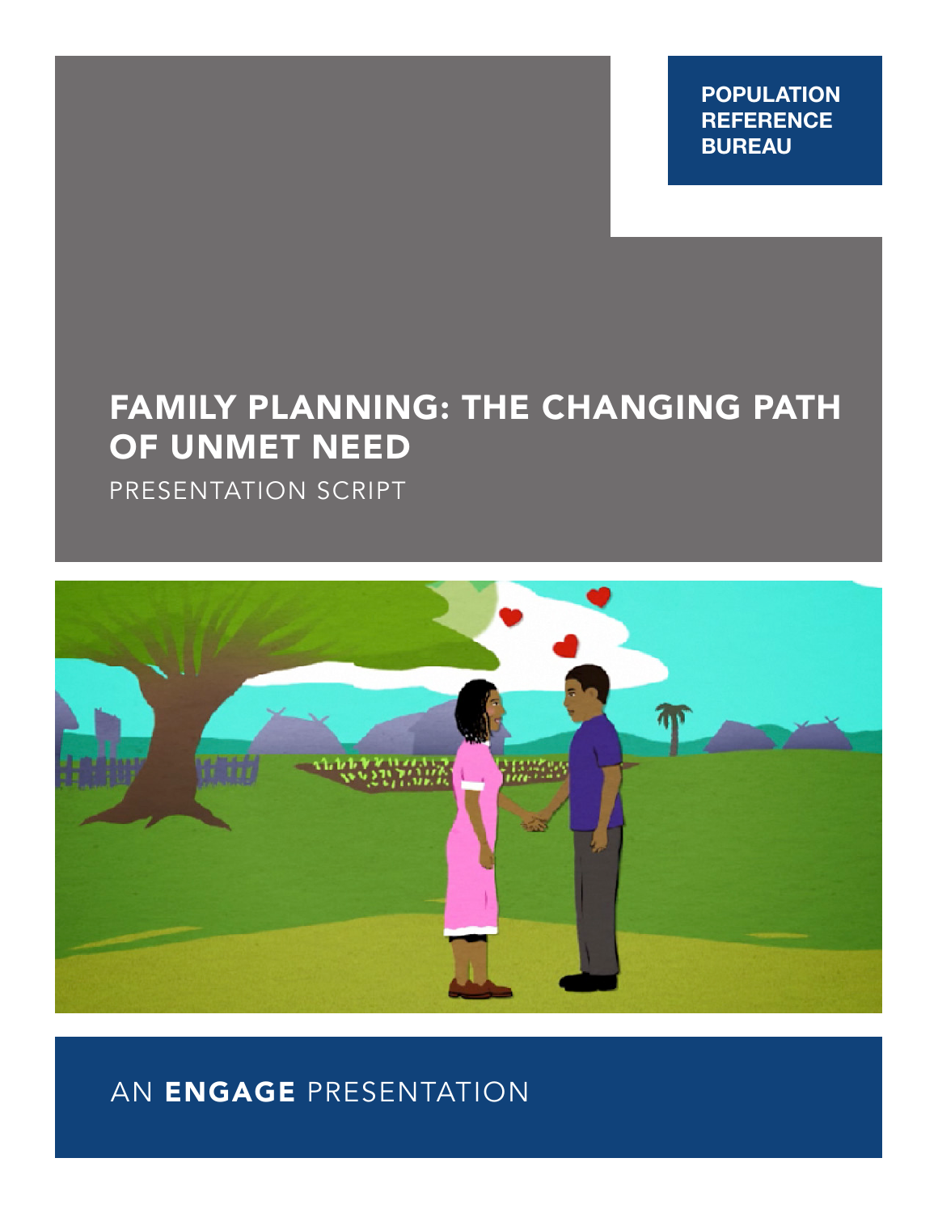POPULATION REFERENCE BUREAU

# FAMILY PLANNING: THE CHANGING PATH OF UNMET NEED

PRESENTATION SCRIPT

AN **ENGAGE** PRESENTATION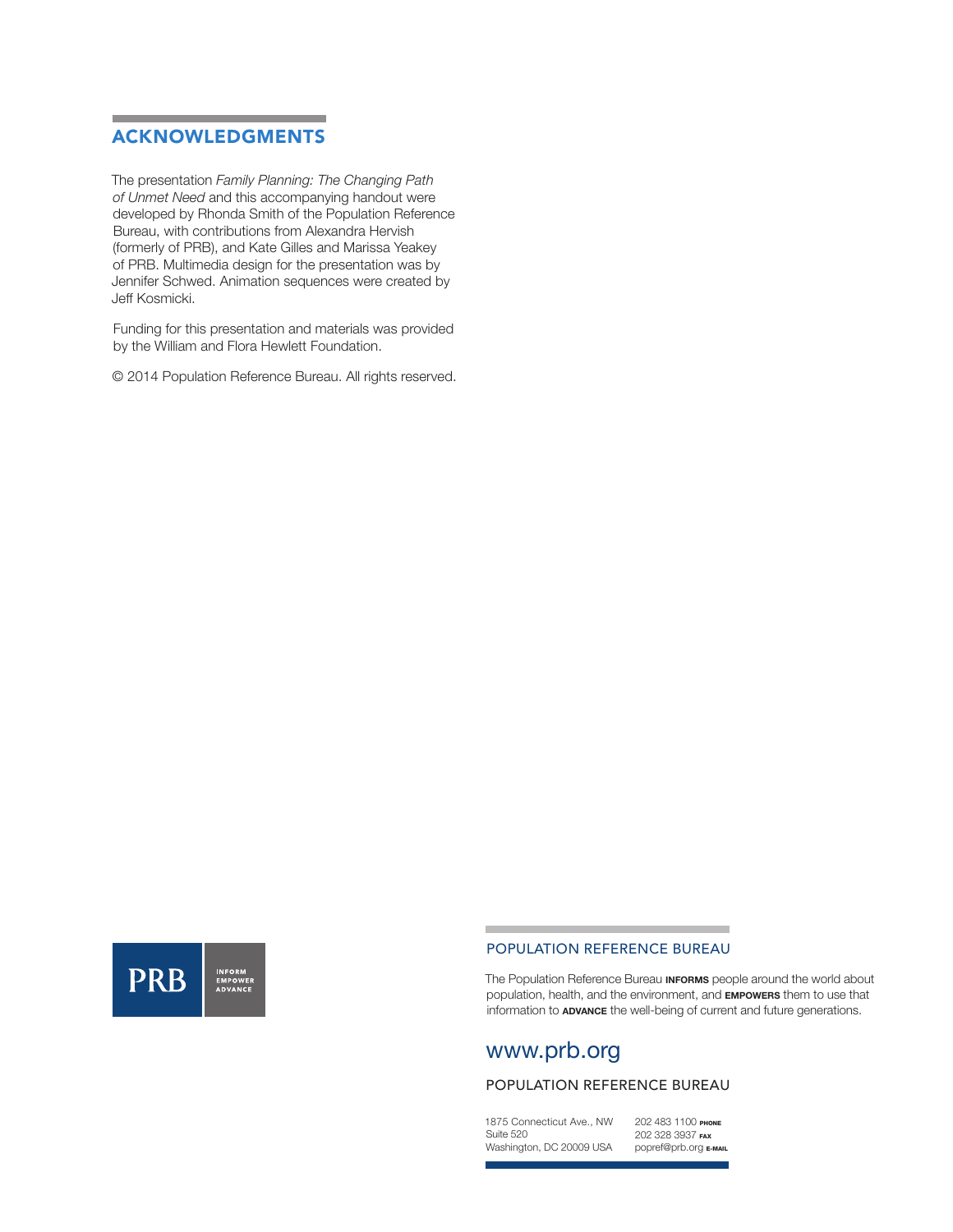## ACKNOWLEDGMENTS

The presentation *Family Planning: The Changing Path of Unmet Need* and this accompanying handout were developed by Rhonda Smith of the Population Reference Bureau, with contributions from Alexandra Hervish (formerly of PRB), and Kate Gilles and Marissa Yeakey of PRB. Multimedia design for the presentation was by Jennifer Schwed. Animation sequences were created by Jeff Kosmicki.

Funding for this presentation and materials was provided by the William and Flora Hewlett Foundation.

© 2014 Population Reference Bureau. All rights reserved.

PRB INFORM EMPOWER ADVANCE

POPULATION REFERENCE BUREAU

The Population Reference Bureau **INFORMS** people around the world about population, health, and the environment, and **EMPOWERS** them to use that information to **ADVANCE** the well-being of current and future generations.

www.prb.org

POPULATION REFERENCE BUREAU

1875 Connecticut Ave., NW
Suite 520
Washington, DC 20009 USA

202 483 1100 PHONE
202 328 3937 FAX
popref@prb.org E-MAIL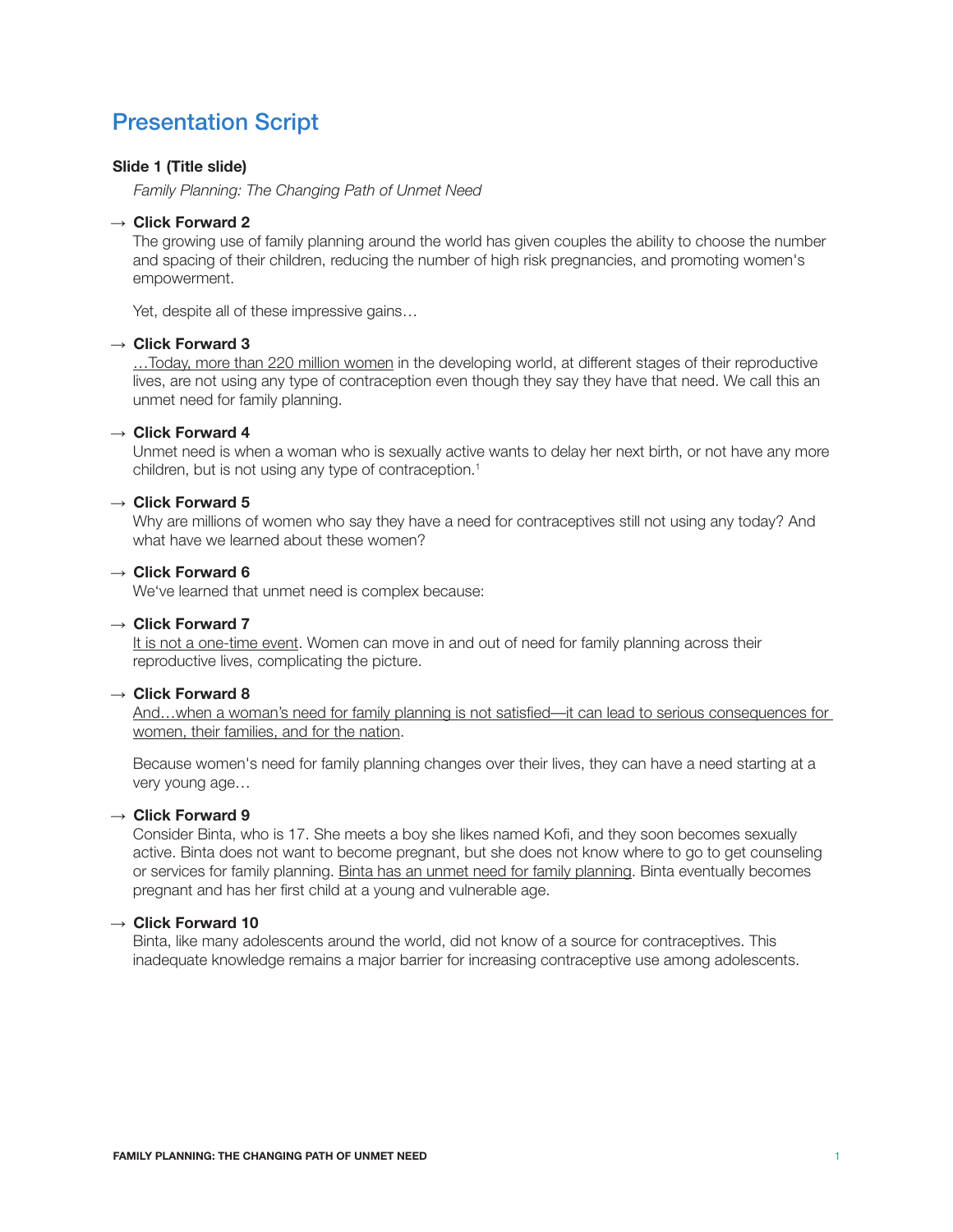# Presentation Script

**Slide 1 (Title slide)**

*Family Planning: The Changing Path of Unmet Need*

→ **Click Forward 2**

The growing use of family planning around the world has given couples the ability to choose the number and spacing of their children, reducing the number of high risk pregnancies, and promoting women's empowerment.

Yet, despite all of these impressive gains…

→ **Click Forward 3**

<u>…Today, more than 220 million women</u> in the developing world, at different stages of their reproductive lives, are not using any type of contraception even though they say they have that need. We call this an unmet need for family planning.

→ **Click Forward 4**

Unmet need is when a woman who is sexually active wants to delay her next birth, or not have any more children, but is not using any type of contraception.[1]

→ **Click Forward 5**

Why are millions of women who say they have a need for contraceptives still not using any today? And what have we learned about these women?

→ **Click Forward 6**

We've learned that unmet need is complex because:

→ **Click Forward 7**

<u>It is not a one-time event</u>. Women can move in and out of need for family planning across their reproductive lives, complicating the picture.

→ **Click Forward 8**

<u>And…when a woman's need for family planning is not satisfied—it can lead to serious consequences for women, their families, and for the nation</u>.

Because women's need for family planning changes over their lives, they can have a need starting at a very young age…

→ **Click Forward 9**

Consider Binta, who is 17. She meets a boy she likes named Kofi, and they soon becomes sexually active. Binta does not want to become pregnant, but she does not know where to go to get counseling or services for family planning. <u>Binta has an unmet need for family planning</u>. Binta eventually becomes pregnant and has her first child at a young and vulnerable age.

→ **Click Forward 10**

Binta, like many adolescents around the world, did not know of a source for contraceptives. This inadequate knowledge remains a major barrier for increasing contraceptive use among adolescents.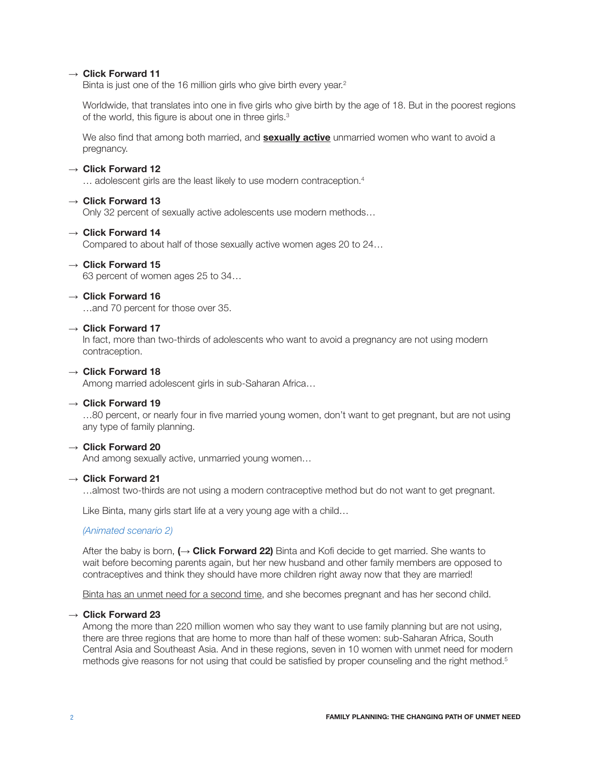→ **Click Forward 11**

Binta is just one of the 16 million girls who give birth every year.[2]

Worldwide, that translates into one in five girls who give birth by the age of 18. But in the poorest regions of the world, this figure is about one in three girls.[3]

We also find that among both married, and **sexually active** unmarried women who want to avoid a pregnancy.

→ **Click Forward 12**

… adolescent girls are the least likely to use modern contraception.[4]

→ **Click Forward 13**

Only 32 percent of sexually active adolescents use modern methods…

→ **Click Forward 14**

Compared to about half of those sexually active women ages 20 to 24…

→ **Click Forward 15**

63 percent of women ages 25 to 34…

→ **Click Forward 16**

…and 70 percent for those over 35.

→ **Click Forward 17**

In fact, more than two-thirds of adolescents who want to avoid a pregnancy are not using modern contraception.

→ **Click Forward 18**

Among married adolescent girls in sub-Saharan Africa…

→ **Click Forward 19**

…80 percent, or nearly four in five married young women, don't want to get pregnant, but are not using any type of family planning.

→ **Click Forward 20**

And among sexually active, unmarried young women…

→ **Click Forward 21**

…almost two-thirds are not using a modern contraceptive method but do not want to get pregnant.

Like Binta, many girls start life at a very young age with a child…

*(Animated scenario 2)*

After the baby is born, **(→ Click Forward 22)** Binta and Kofi decide to get married. She wants to wait before becoming parents again, but her new husband and other family members are opposed to contraceptives and think they should have more children right away now that they are married!

Binta has an unmet need for a second time, and she becomes pregnant and has her second child.

→ **Click Forward 23**

Among the more than 220 million women who say they want to use family planning but are not using, there are three regions that are home to more than half of these women: sub-Saharan Africa, South Central Asia and Southeast Asia. And in these regions, seven in 10 women with unmet need for modern methods give reasons for not using that could be satisfied by proper counseling and the right method.[5]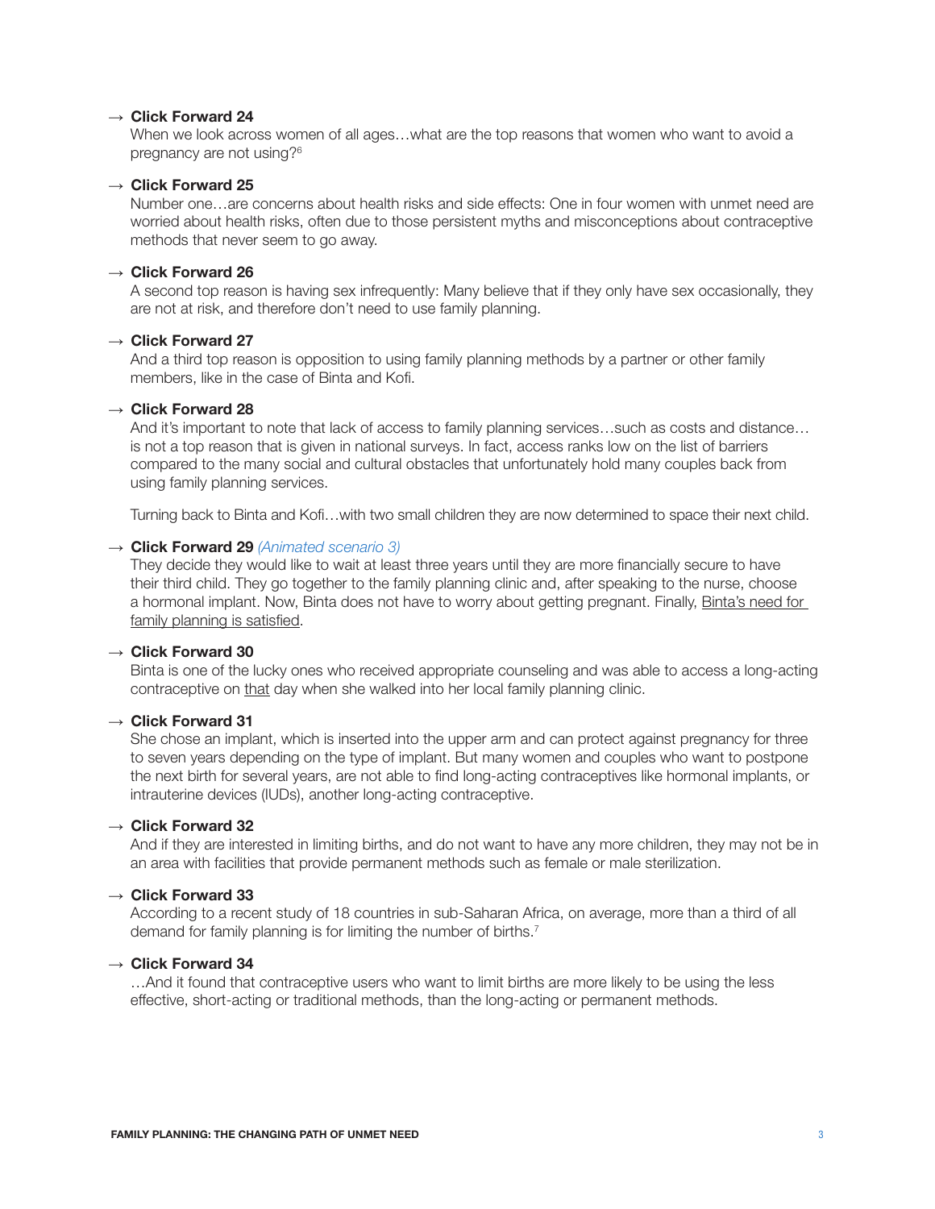→ **Click Forward 24**

When we look across women of all ages…what are the top reasons that women who want to avoid a pregnancy are not using?[6]

→ **Click Forward 25**

Number one…are concerns about health risks and side effects: One in four women with unmet need are worried about health risks, often due to those persistent myths and misconceptions about contraceptive methods that never seem to go away.

→ **Click Forward 26**

A second top reason is having sex infrequently: Many believe that if they only have sex occasionally, they are not at risk, and therefore don't need to use family planning.

→ **Click Forward 27**

And a third top reason is opposition to using family planning methods by a partner or other family members, like in the case of Binta and Kofi.

→ **Click Forward 28**

And it's important to note that lack of access to family planning services…such as costs and distance…is not a top reason that is given in national surveys. In fact, access ranks low on the list of barriers compared to the many social and cultural obstacles that unfortunately hold many couples back from using family planning services.

Turning back to Binta and Kofi…with two small children they are now determined to space their next child.

→ **Click Forward 29** *(Animated scenario 3)*

They decide they would like to wait at least three years until they are more financially secure to have their third child. They go together to the family planning clinic and, after speaking to the nurse, choose a hormonal implant. Now, Binta does not have to worry about getting pregnant. Finally, <u>Binta's need for family planning is satisfied</u>.

→ **Click Forward 30**

Binta is one of the lucky ones who received appropriate counseling and was able to access a long-acting contraceptive on <u>that</u> day when she walked into her local family planning clinic.

→ **Click Forward 31**

She chose an implant, which is inserted into the upper arm and can protect against pregnancy for three to seven years depending on the type of implant. But many women and couples who want to postpone the next birth for several years, are not able to find long-acting contraceptives like hormonal implants, or intrauterine devices (IUDs), another long-acting contraceptive.

→ **Click Forward 32**

And if they are interested in limiting births, and do not want to have any more children, they may not be in an area with facilities that provide permanent methods such as female or male sterilization.

→ **Click Forward 33**

According to a recent study of 18 countries in sub-Saharan Africa, on average, more than a third of all demand for family planning is for limiting the number of births.[7]

→ **Click Forward 34**

…And it found that contraceptive users who want to limit births are more likely to be using the less effective, short-acting or traditional methods, than the long-acting or permanent methods.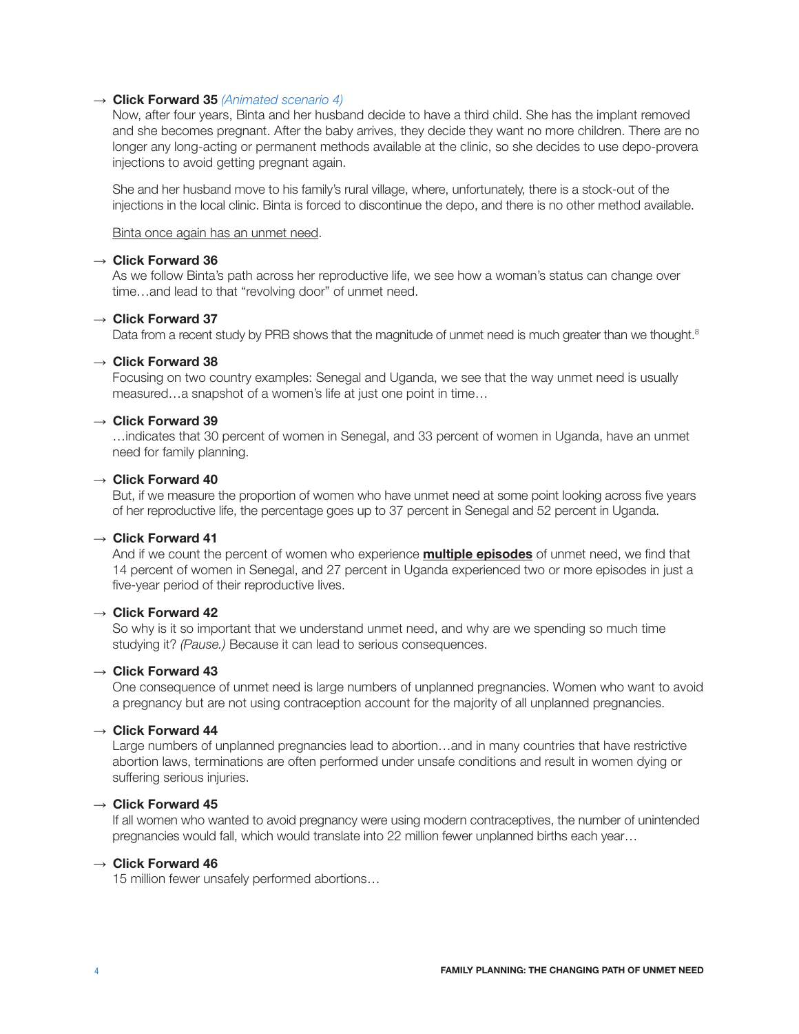→ **Click Forward 35** *(Animated scenario 4)*
Now, after four years, Binta and her husband decide to have a third child. She has the implant removed and she becomes pregnant. After the baby arrives, they decide they want no more children. There are no longer any long-acting or permanent methods available at the clinic, so she decides to use depo-provera injections to avoid getting pregnant again.

She and her husband move to his family's rural village, where, unfortunately, there is a stock-out of the injections in the local clinic. Binta is forced to discontinue the depo, and there is no other method available.

<u>Binta once again has an unmet need</u>.

→ **Click Forward 36**
As we follow Binta's path across her reproductive life, we see how a woman's status can change over time…and lead to that "revolving door" of unmet need.

→ **Click Forward 37**
Data from a recent study by PRB shows that the magnitude of unmet need is much greater than we thought.[8]

→ **Click Forward 38**
Focusing on two country examples: Senegal and Uganda, we see that the way unmet need is usually measured…a snapshot of a women's life at just one point in time…

→ **Click Forward 39**
…indicates that 30 percent of women in Senegal, and 33 percent of women in Uganda, have an unmet need for family planning.

→ **Click Forward 40**
But, if we measure the proportion of women who have unmet need at some point looking across five years of her reproductive life, the percentage goes up to 37 percent in Senegal and 52 percent in Uganda.

→ **Click Forward 41**
And if we count the percent of women who experience **<u>multiple episodes</u>** of unmet need, we find that 14 percent of women in Senegal, and 27 percent in Uganda experienced two or more episodes in just a five-year period of their reproductive lives.

→ **Click Forward 42**
So why is it so important that we understand unmet need, and why are we spending so much time studying it? *(Pause.)* Because it can lead to serious consequences.

→ **Click Forward 43**
One consequence of unmet need is large numbers of unplanned pregnancies. Women who want to avoid a pregnancy but are not using contraception account for the majority of all unplanned pregnancies.

→ **Click Forward 44**
Large numbers of unplanned pregnancies lead to abortion…and in many countries that have restrictive abortion laws, terminations are often performed under unsafe conditions and result in women dying or suffering serious injuries.

→ **Click Forward 45**
If all women who wanted to avoid pregnancy were using modern contraceptives, the number of unintended pregnancies would fall, which would translate into 22 million fewer unplanned births each year…

→ **Click Forward 46**
15 million fewer unsafely performed abortions…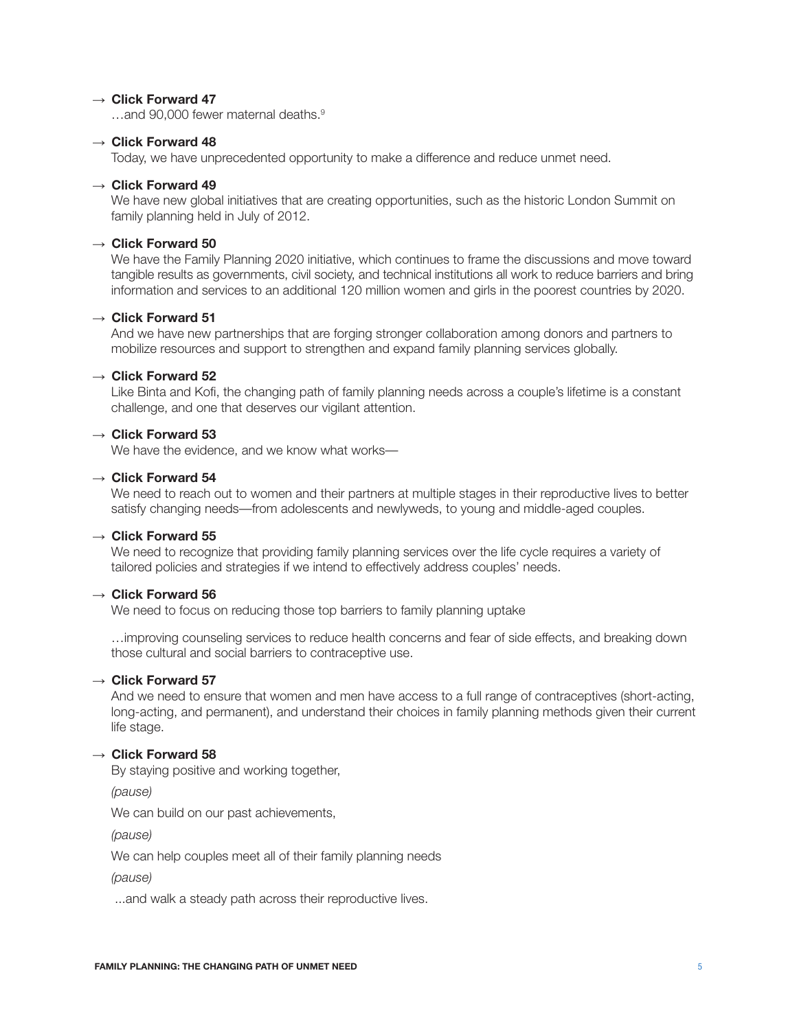→ **Click Forward 47**

…and 90,000 fewer maternal deaths.[9]

→ **Click Forward 48**

Today, we have unprecedented opportunity to make a difference and reduce unmet need.

→ **Click Forward 49**

We have new global initiatives that are creating opportunities, such as the historic London Summit on family planning held in July of 2012.

→ **Click Forward 50**

We have the Family Planning 2020 initiative, which continues to frame the discussions and move toward tangible results as governments, civil society, and technical institutions all work to reduce barriers and bring information and services to an additional 120 million women and girls in the poorest countries by 2020.

→ **Click Forward 51**

And we have new partnerships that are forging stronger collaboration among donors and partners to mobilize resources and support to strengthen and expand family planning services globally.

→ **Click Forward 52**

Like Binta and Kofi, the changing path of family planning needs across a couple's lifetime is a constant challenge, and one that deserves our vigilant attention.

→ **Click Forward 53**

We have the evidence, and we know what works—

→ **Click Forward 54**

We need to reach out to women and their partners at multiple stages in their reproductive lives to better satisfy changing needs—from adolescents and newlyweds, to young and middle-aged couples.

→ **Click Forward 55**

We need to recognize that providing family planning services over the life cycle requires a variety of tailored policies and strategies if we intend to effectively address couples' needs.

→ **Click Forward 56**

We need to focus on reducing those top barriers to family planning uptake

…improving counseling services to reduce health concerns and fear of side effects, and breaking down those cultural and social barriers to contraceptive use.

→ **Click Forward 57**

And we need to ensure that women and men have access to a full range of contraceptives (short-acting, long-acting, and permanent), and understand their choices in family planning methods given their current life stage.

→ **Click Forward 58**

By staying positive and working together,

*(pause)*

We can build on our past achievements,

*(pause)*

We can help couples meet all of their family planning needs

*(pause)*

...and walk a steady path across their reproductive lives.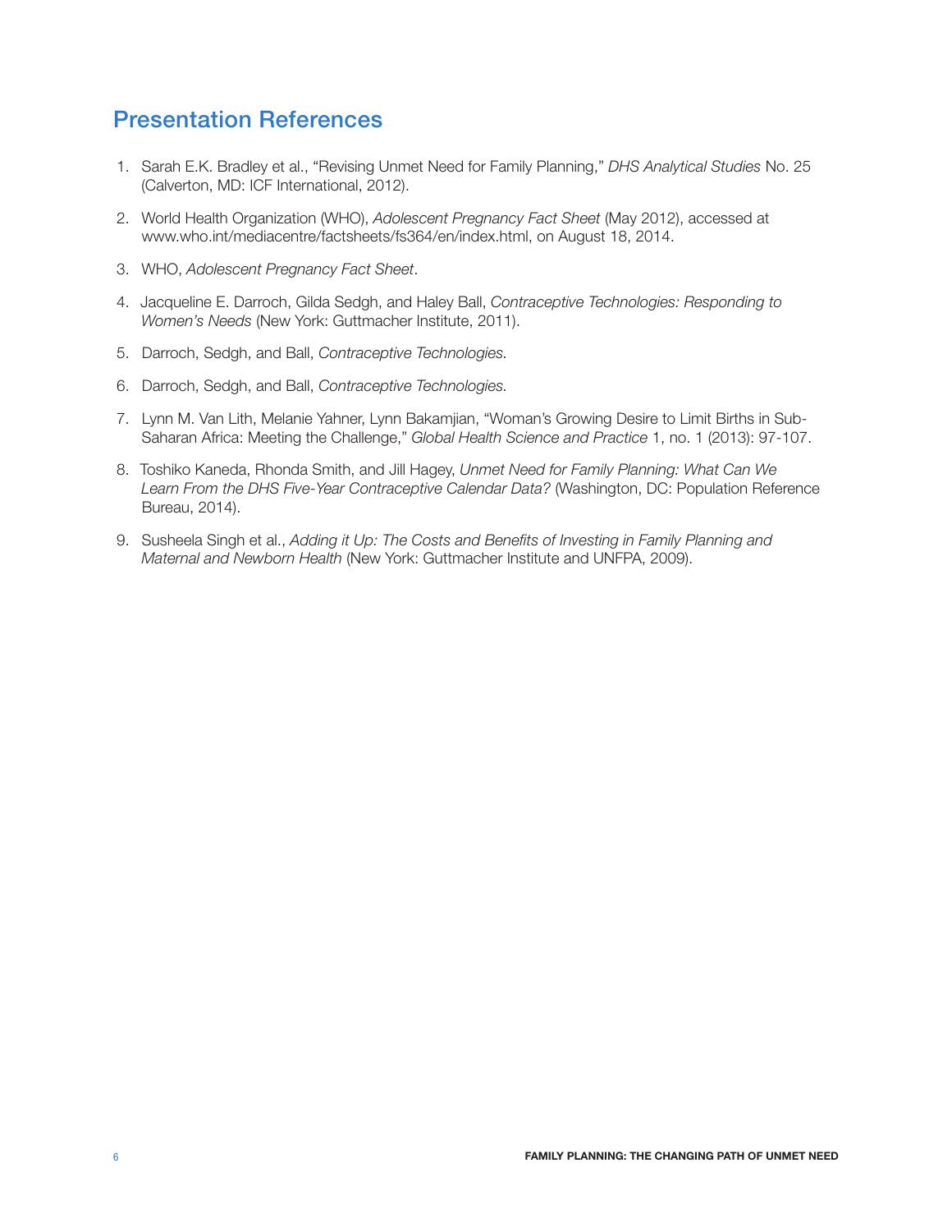## Presentation References

1. Sarah E.K. Bradley et al., “Revising Unmet Need for Family Planning,” *DHS Analytical Studies* No. 25 (Calverton, MD: ICF International, 2012).

2. World Health Organization (WHO), *Adolescent Pregnancy Fact Sheet* (May 2012), accessed at www.who.int/mediacentre/factsheets/fs364/en/index.html, on August 18, 2014.

3. WHO, *Adolescent Pregnancy Fact Sheet*.

4. Jacqueline E. Darroch, Gilda Sedgh, and Haley Ball, *Contraceptive Technologies: Responding to Women’s Needs* (New York: Guttmacher Institute, 2011).

5. Darroch, Sedgh, and Ball, *Contraceptive Technologies.*

6. Darroch, Sedgh, and Ball, *Contraceptive Technologies.*

7. Lynn M. Van Lith, Melanie Yahner, Lynn Bakamjian, “Woman’s Growing Desire to Limit Births in Sub-Saharan Africa: Meeting the Challenge,” *Global Health Science and Practice* 1, no. 1 (2013): 97-107.

8. Toshiko Kaneda, Rhonda Smith, and Jill Hagey, *Unmet Need for Family Planning: What Can We Learn From the DHS Five-Year Contraceptive Calendar Data?* (Washington, DC: Population Reference Bureau, 2014).

9. Susheela Singh et al., *Adding it Up: The Costs and Benefits of Investing in Family Planning and Maternal and Newborn Health* (New York: Guttmacher Institute and UNFPA, 2009).